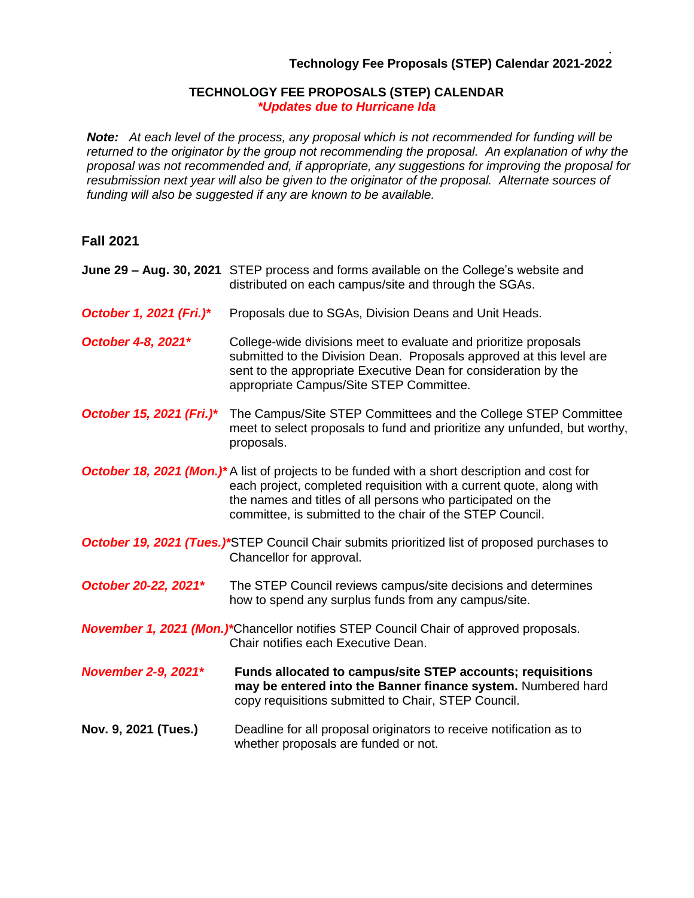# TECHNOLOGY FEE PROPOSALS (STEP) CALENDAR

***Updates due to Hurricane Ida***

***Note:*** *At each level of the process, any proposal which is not recommended for funding will be returned to the originator by the group not recommending the proposal. An explanation of why the proposal was not recommended and, if appropriate, any suggestions for improving the proposal for resubmission next year will also be given to the originator of the proposal. Alternate sources of funding will also be suggested if any are known to be available.*

## Fall 2021

**June 29 – Aug. 30, 2021** STEP process and forms available on the College's website and distributed on each campus/site and through the SGAs.

***October 1, 2021 (Fri.)**** Proposals due to SGAs, Division Deans and Unit Heads.

***October 4-8, 2021**** College-wide divisions meet to evaluate and prioritize proposals submitted to the Division Dean. Proposals approved at this level are sent to the appropriate Executive Dean for consideration by the appropriate Campus/Site STEP Committee.

***October 15, 2021 (Fri.)**** The Campus/Site STEP Committees and the College STEP Committee meet to select proposals to fund and prioritize any unfunded, but worthy, proposals.

***October 18, 2021 (Mon.)**** A list of projects to be funded with a short description and cost for each project, completed requisition with a current quote, along with the names and titles of all persons who participated on the committee, is submitted to the chair of the STEP Council.

***October 19, 2021 (Tues.)**** STEP Council Chair submits prioritized list of proposed purchases to Chancellor for approval.

***October 20-22, 2021**** The STEP Council reviews campus/site decisions and determines how to spend any surplus funds from any campus/site.

***November 1, 2021 (Mon.)**** Chancellor notifies STEP Council Chair of approved proposals. Chair notifies each Executive Dean.

***November 2-9, 2021**** **Funds allocated to campus/site STEP accounts; requisitions may be entered into the Banner finance system.** Numbered hard copy requisitions submitted to Chair, STEP Council.

**Nov. 9, 2021 (Tues.)** Deadline for all proposal originators to receive notification as to whether proposals are funded or not.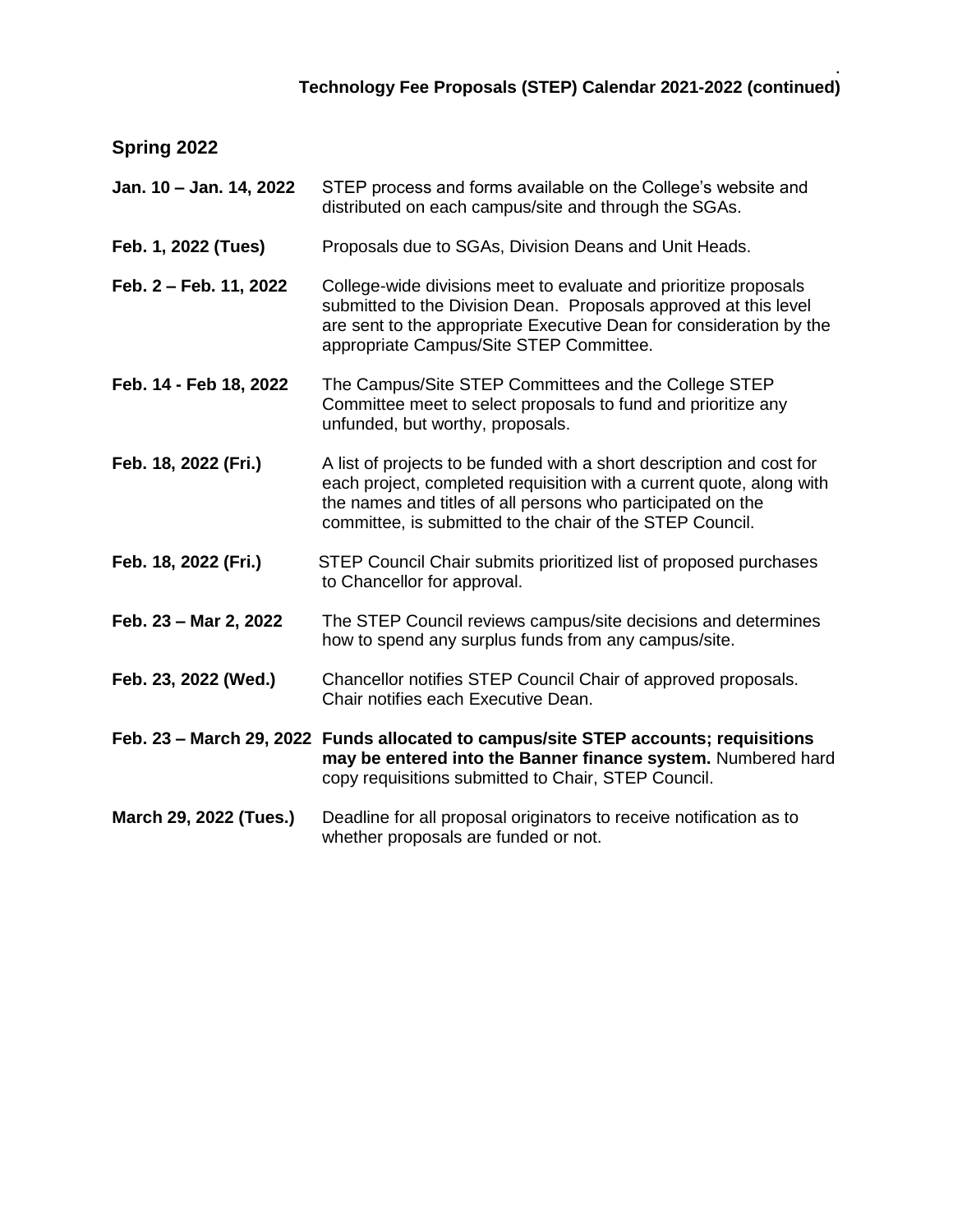### Technology Fee Proposals (STEP) Calendar 2021-2022 (continued)

## Spring 2022

| | |
|---|---|
| **Jan. 10 – Jan. 14, 2022** | STEP process and forms available on the College's website and distributed on each campus/site and through the SGAs. |
| **Feb. 1, 2022 (Tues)** | Proposals due to SGAs, Division Deans and Unit Heads. |
| **Feb. 2 – Feb. 11, 2022** | College-wide divisions meet to evaluate and prioritize proposals submitted to the Division Dean. Proposals approved at this level are sent to the appropriate Executive Dean for consideration by the appropriate Campus/Site STEP Committee. |
| **Feb. 14 - Feb 18, 2022** | The Campus/Site STEP Committees and the College STEP Committee meet to select proposals to fund and prioritize any unfunded, but worthy, proposals. |
| **Feb. 18, 2022 (Fri.)** | A list of projects to be funded with a short description and cost for each project, completed requisition with a current quote, along with the names and titles of all persons who participated on the committee, is submitted to the chair of the STEP Council. |
| **Feb. 18, 2022 (Fri.)** | STEP Council Chair submits prioritized list of proposed purchases to Chancellor for approval. |
| **Feb. 23 – Mar 2, 2022** | The STEP Council reviews campus/site decisions and determines how to spend any surplus funds from any campus/site. |
| **Feb. 23, 2022 (Wed.)** | Chancellor notifies STEP Council Chair of approved proposals. Chair notifies each Executive Dean. |
| **Feb. 23 – March 29, 2022** | **Funds allocated to campus/site STEP accounts; requisitions may be entered into the Banner finance system.** Numbered hard copy requisitions submitted to Chair, STEP Council. |
| **March 29, 2022 (Tues.)** | Deadline for all proposal originators to receive notification as to whether proposals are funded or not. |